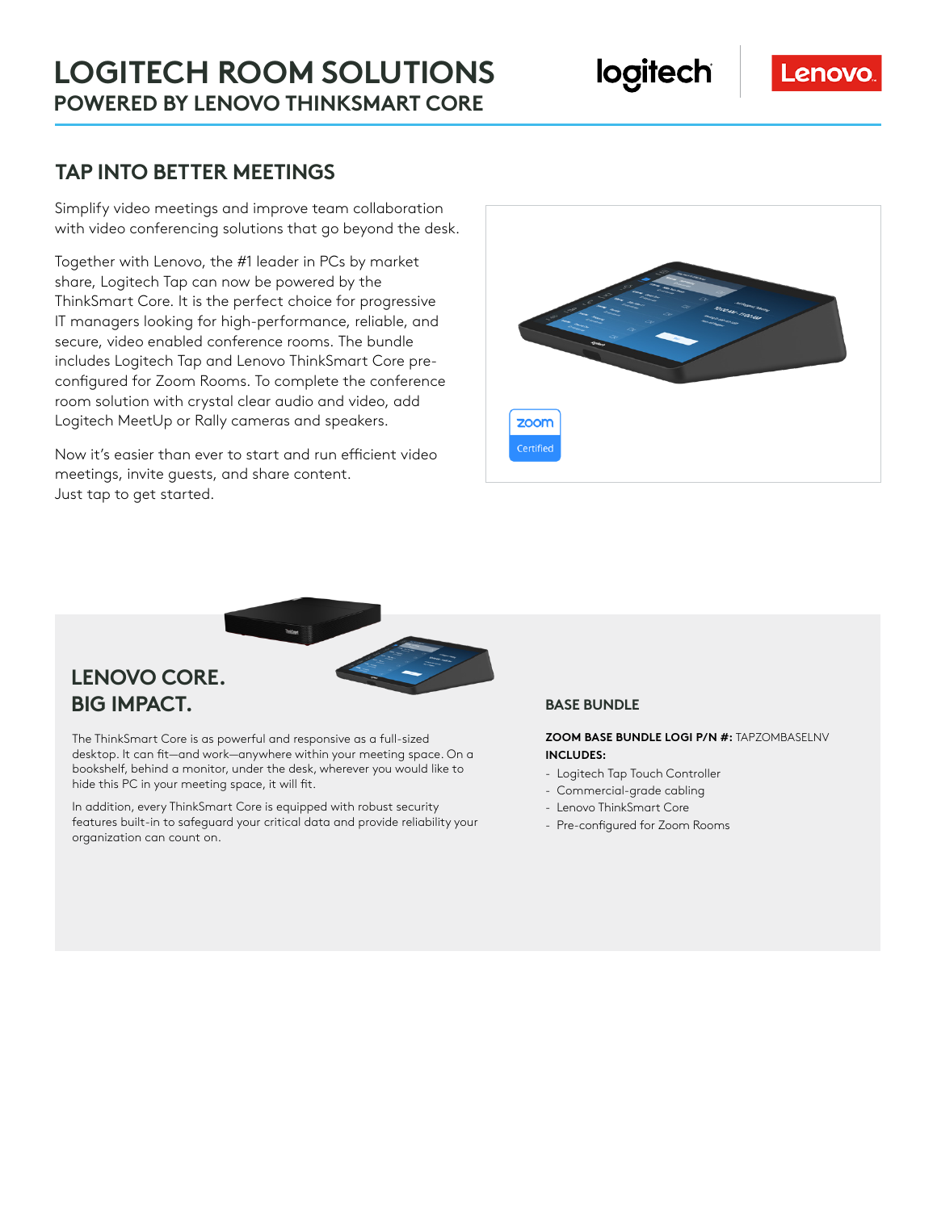# LOGITECH ROOM SOLUTIONS

## POWERED BY LENOVO THINKSMART CORE

## TAP INTO BETTER MEETINGS

Simplify video meetings and improve team collaboration with video conferencing solutions that go beyond the desk.

Together with Lenovo, the #1 leader in PCs by market share, Logitech Tap can now be powered by the ThinkSmart Core. It is the perfect choice for progressive IT managers looking for high-performance, reliable, and secure, video enabled conference rooms. The bundle includes Logitech Tap and Lenovo ThinkSmart Core pre-configured for Zoom Rooms. To complete the conference room solution with crystal clear audio and video, add Logitech MeetUp or Rally cameras and speakers.

Now it's easier than ever to start and run efficient video meetings, invite guests, and share content. Just tap to get started.

zoom
Certified

## LENOVO CORE. BIG IMPACT.

The ThinkSmart Core is as powerful and responsive as a full-sized desktop. It can fit—and work—anywhere within your meeting space. On a bookshelf, behind a monitor, under the desk, wherever you would like to hide this PC in your meeting space, it will fit.

In addition, every ThinkSmart Core is equipped with robust security features built-in to safeguard your critical data and provide reliability your organization can count on.

### BASE BUNDLE

**ZOOM BASE BUNDLE LOGI P/N #:** TAPZOMBASELNV
**INCLUDES:**

- Logitech Tap Touch Controller
- Commercial-grade cabling
- Lenovo ThinkSmart Core
- Pre-configured for Zoom Rooms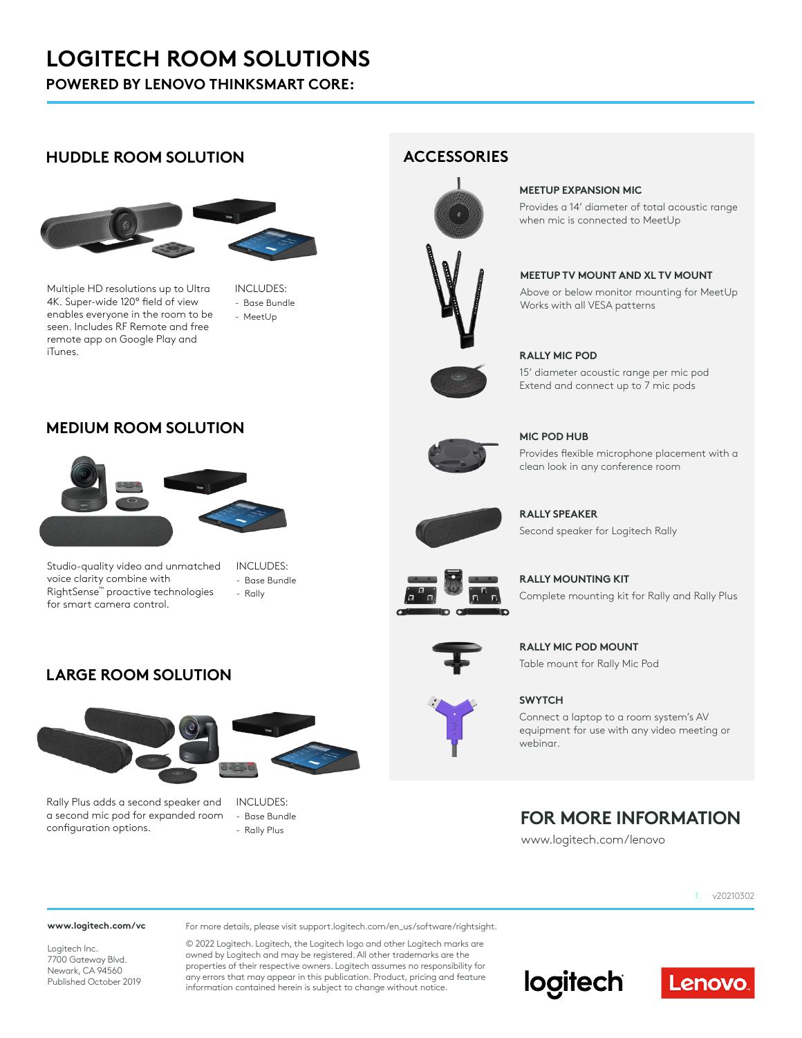# LOGITECH ROOM SOLUTIONS

**POWERED BY LENOVO THINKSMART CORE:**

## HUDDLE ROOM SOLUTION

Multiple HD resolutions up to Ultra 4K. Super-wide 120° field of view enables everyone in the room to be seen. Includes RF Remote and free remote app on Google Play and iTunes.

INCLUDES:
- Base Bundle
- MeetUp

## MEDIUM ROOM SOLUTION

Studio-quality video and unmatched voice clarity combine with RightSense™ proactive technologies for smart camera control.

INCLUDES:
- Base Bundle
- Rally

## LARGE ROOM SOLUTION

Rally Plus adds a second speaker and a second mic pod for expanded room configuration options.

INCLUDES:
- Base Bundle
- Rally Plus

## ACCESSORIES

**MEETUP EXPANSION MIC**
Provides a 14' diameter of total acoustic range when mic is connected to MeetUp

**MEETUP TV MOUNT AND XL TV MOUNT**
Above or below monitor mounting for MeetUp
Works with all VESA patterns

**RALLY MIC POD**
15' diameter acoustic range per mic pod
Extend and connect up to 7 mic pods

**MIC POD HUB**
Provides flexible microphone placement with a clean look in any conference room

**RALLY SPEAKER**
Second speaker for Logitech Rally

**RALLY MOUNTING KIT**
Complete mounting kit for Rally and Rally Plus

**RALLY MIC POD MOUNT**
Table mount for Rally Mic Pod

**SWYTCH**
Connect a laptop to a room system's AV equipment for use with any video meeting or webinar.

## FOR MORE INFORMATION

www.logitech.com/lenovo

1. v20210302

**www.logitech.com/vc**

Logitech Inc.
7700 Gateway Blvd.
Newark, CA 94560
Published October 2019

For more details, please visit support.logitech.com/en_us/software/rightsight.

© 2022 Logitech. Logitech, the Logitech logo and other Logitech marks are owned by Logitech and may be registered. All other trademarks are the properties of their respective owners. Logitech assumes no responsibility for any errors that may appear in this publication. Product, pricing and feature information contained herein is subject to change without notice.